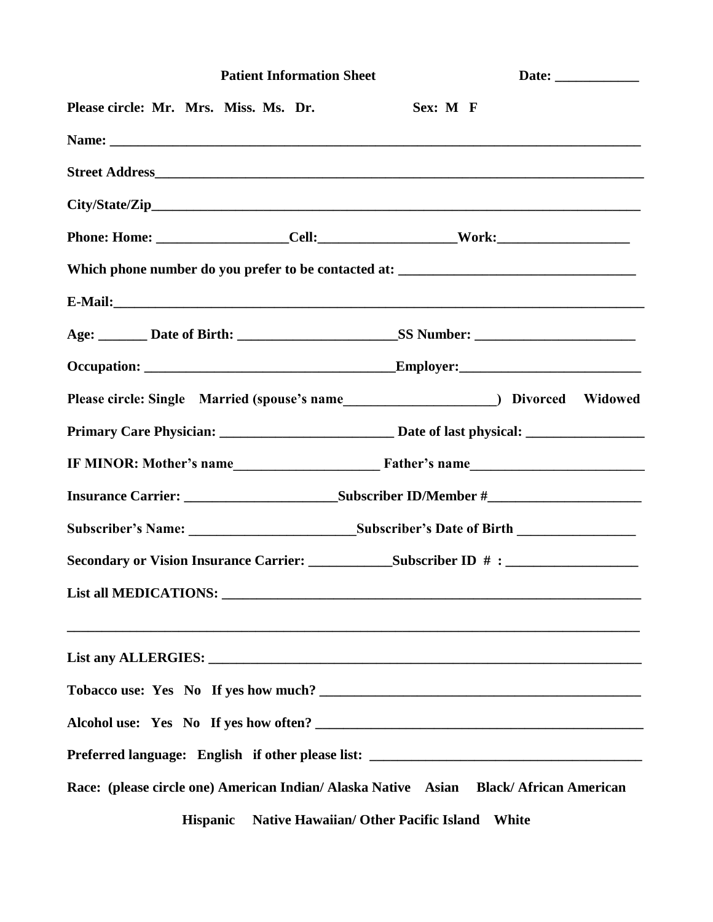**Patient Information Sheet** **Date: ____________**

**Please circle: Mr. Mrs. Miss. Ms. Dr.** **Sex: M F**

**Name: ________________________________________________________________________________**

**Street Address__________________________________________________________________________**

**City/State/Zip__________________________________________________________________________**

**Phone: Home: ___________________Cell:____________________Work:___________________**

**Which phone number do you prefer to be contacted at: __________________________________**

**E-Mail:_________________________________________________________________________________**

**Age: _______ Date of Birth: _______________________SS Number: _______________________**

**Occupation: ___________________________________Employer:_________________________**

**Please circle: Single Married (spouse's name_____________________) Divorced Widowed**

**Primary Care Physician: ________________________ Date of last physical: ________________**

**IF MINOR: Mother's name_____________________ Father's name________________________**

**Insurance Carrier: _____________________Subscriber ID/Member #______________________**

**Subscriber's Name: _______________________Subscriber's Date of Birth ________________**

**Secondary or Vision Insurance Carrier: ____________Subscriber ID # : __________________**

**List all MEDICATIONS: ____________________________________________________________**

**__________________________________________________________________________________**

**List any ALLERGIES: ______________________________________________________________**

**Tobacco use: Yes No If yes how much? ____________________________________________**

**Alcohol use: Yes No If yes how often? _____________________________________________**

**Preferred language: English if other please list: ______________________________________**

**Race: (please circle one) American Indian/ Alaska Native Asian Black/ African American**

**Hispanic Native Hawaiian/ Other Pacific Island White**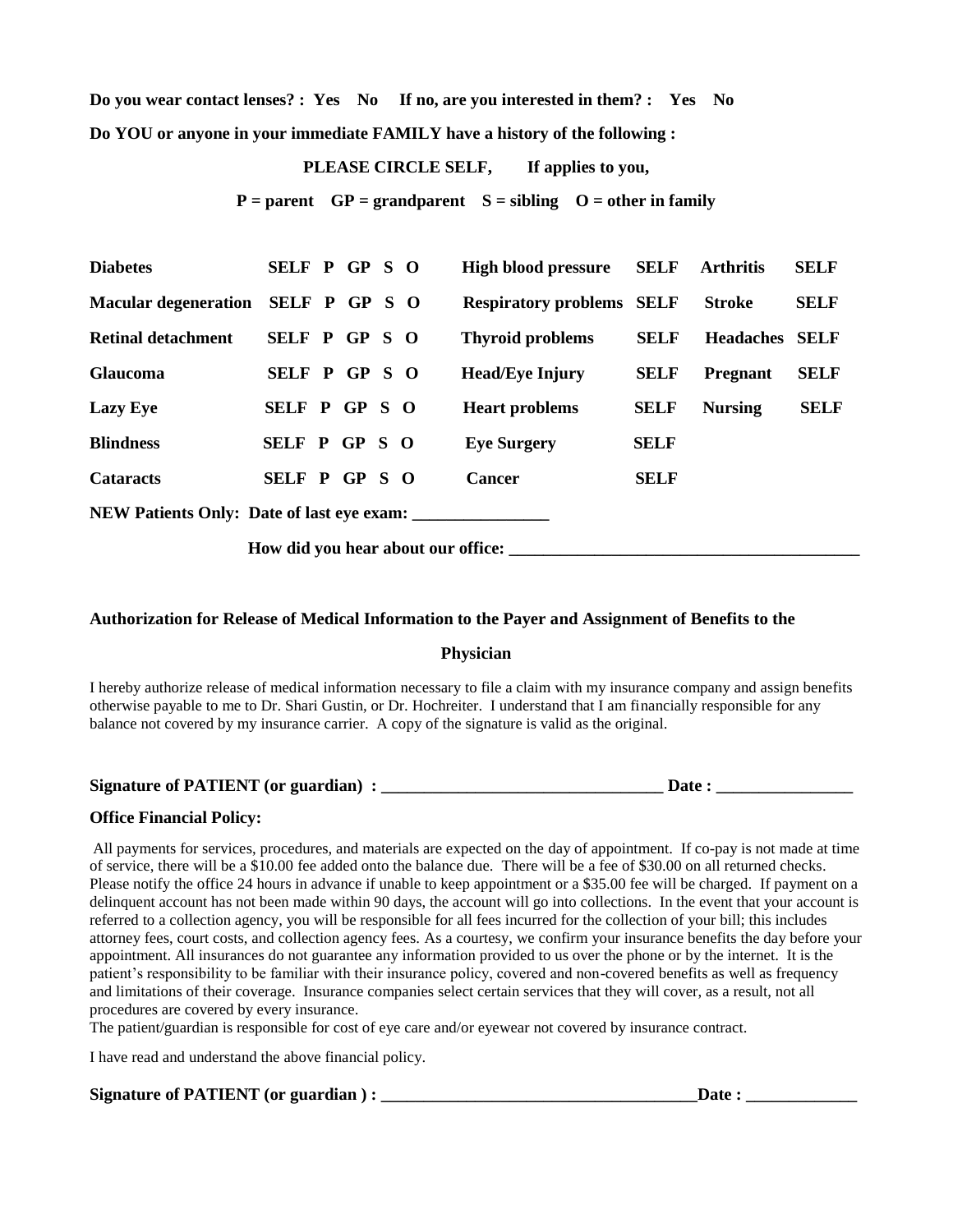**Do you wear contact lenses? : Yes No If no, are you interested in them? : Yes No**

**Do YOU or anyone in your immediate FAMILY have a history of the following :**

**PLEASE CIRCLE SELF, If applies to you,**

**P = parent GP = grandparent S = sibling O = other in family**

| | | | | | |
|---|---|---|---|---|---|
| **Diabetes** | **SELF P GP S O** | **High blood pressure** | **SELF** | **Arthritis** | **SELF** |
| **Macular degeneration** | **SELF P GP S O** | **Respiratory problems** | **SELF** | **Stroke** | **SELF** |
| **Retinal detachment** | **SELF P GP S O** | **Thyroid problems** | **SELF** | **Headaches** | **SELF** |
| **Glaucoma** | **SELF P GP S O** | **Head/Eye Injury** | **SELF** | **Pregnant** | **SELF** |
| **Lazy Eye** | **SELF P GP S O** | **Heart problems** | **SELF** | **Nursing** | **SELF** |
| **Blindness** | **SELF P GP S O** | **Eye Surgery** | **SELF** | | |
| **Cataracts** | **SELF P GP S O** | **Cancer** | **SELF** | | |

**NEW Patients Only: Date of last eye exam: ________________**

**How did you hear about our office: ________________________________________**

**Authorization for Release of Medical Information to the Payer and Assignment of Benefits to the Physician**

I hereby authorize release of medical information necessary to file a claim with my insurance company and assign benefits otherwise payable to me to Dr. Shari Gustin, or Dr. Hochreiter. I understand that I am financially responsible for any balance not covered by my insurance carrier. A copy of the signature is valid as the original.

**Signature of PATIENT (or guardian) : ________________________________ Date : ________________**

**Office Financial Policy:**

All payments for services, procedures, and materials are expected on the day of appointment. If co-pay is not made at time of service, there will be a $10.00 fee added onto the balance due. There will be a fee of $30.00 on all returned checks. Please notify the office 24 hours in advance if unable to keep appointment or a $35.00 fee will be charged. If payment on a delinquent account has not been made within 90 days, the account will go into collections. In the event that your account is referred to a collection agency, you will be responsible for all fees incurred for the collection of your bill; this includes attorney fees, court costs, and collection agency fees. As a courtesy, we confirm your insurance benefits the day before your appointment. All insurances do not guarantee any information provided to us over the phone or by the internet. It is the patient's responsibility to be familiar with their insurance policy, covered and non-covered benefits as well as frequency and limitations of their coverage. Insurance companies select certain services that they will cover, as a result, not all procedures are covered by every insurance.
The patient/guardian is responsible for cost of eye care and/or eyewear not covered by insurance contract.

I have read and understand the above financial policy.

**Signature of PATIENT (or guardian ) : ____________________________________Date : _____________**